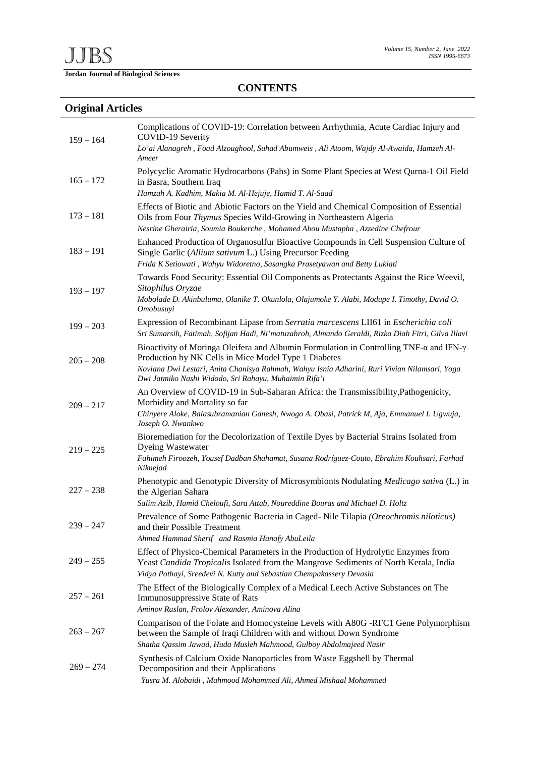# CONTENTS

## Original Articles

| Pages | Article |
|---|---|
| 159 – 164 | Complications of COVID-19: Correlation between Arrhythmia, Acute Cardiac Injury and COVID-19 Severity<br>*Lo'ai Alanagreh , Foad Alzoughool, Suhad Abumweis , Ali Atoom, Wajdy Al-Awaida, Hamzeh Al-Ameer* |
| 165 – 172 | Polycyclic Aromatic Hydrocarbons (Pahs) in Some Plant Species at West Qurna-1 Oil Field in Basra, Southern Iraq<br>*Hamzah A. Kadhim, Makia M. Al-Hejuje, Hamid T. Al-Saad* |
| 173 – 181 | Effects of Biotic and Abiotic Factors on the Yield and Chemical Composition of Essential Oils from Four *Thymus* Species Wild-Growing in Northeastern Algeria<br>*Nesrine Gherairia, Soumia Boukerche , Mohamed Abou Mustapha , Azzedine Chefrour* |
| 183 – 191 | Enhanced Production of Organosulfur Bioactive Compounds in Cell Suspension Culture of Single Garlic (*Allium sativum* L.) Using Precursor Feeding<br>*Frida K Setiowati , Wahyu Widoretno, Sasangka Prasetyawan and Betty Lukiati* |
| 193 – 197 | Towards Food Security: Essential Oil Components as Protectants Against the Rice Weevil, *Sitophilus Oryzae*<br>*Mobolade D. Akinbuluma, Olanike T. Okunlola, Olajumoke Y. Alabi, Modupe I. Timothy, David O. Omobusuyi* |
| 199 – 203 | Expression of Recombinant Lipase from *Serratia marcescens* LII61 in *Escherichia coli*<br>*Sri Sumarsih, Fatimah, Sofijan Hadi, Ni'matuzahroh, Almando Geraldi, Rizka Diah Fitri, Gilva Illavi* |
| 205 – 208 | Bioactivity of Moringa Oleifera and Albumin Formulation in Controlling TNF-α and IFN-γ Production by NK Cells in Mice Model Type 1 Diabetes<br>*Noviana Dwi Lestari, Anita Chanisya Rahmah, Wahyu Isnia Adharini, Ruri Vivian Nilamsari, Yoga Dwi Jatmiko Nashi Widodo, Sri Rahayu, Muhaimin Rifa'i* |
| 209 – 217 | An Overview of COVID-19 in Sub-Saharan Africa: the Transmissibility,Pathogenicity, Morbidity and Mortality so far<br>*Chinyere Aloke, Balasubramanian Ganesh, Nwogo A. Obasi, Patrick M, Aja, Emmanuel I. Ugwuja, Joseph O. Nwankwo* |
| 219 – 225 | Bioremediation for the Decolorization of Textile Dyes by Bacterial Strains Isolated from Dyeing Wastewater<br>*Fahimeh Firoozeh, Yousef Dadban Shahamat, Susana Rodríguez-Couto, Ebrahim Kouhsari, Farhad Niknejad* |
| 227 – 238 | Phenotypic and Genotypic Diversity of Microsymbionts Nodulating *Medicago sativa* (L.) in the Algerian Sahara<br>*Salim Azib, Hamid Cheloufi, Sara Attab, Noureddine Bouras and Michael D. Holtz* |
| 239 – 247 | Prevalence of Some Pathogenic Bacteria in Caged- Nile Tilapia *(Oreochromis niloticus)* and their Possible Treatment<br>*Ahmed Hammad Sherif and Rasmia Hanafy AbuLeila* |
| 249 – 255 | Effect of Physico-Chemical Parameters in the Production of Hydrolytic Enzymes from Yeast *Candida Tropicalis* Isolated from the Mangrove Sediments of North Kerala, India<br>*Vidya Pothayi, Sreedevi N. Kutty and Sebastian Chempakassery Devasia* |
| 257 – 261 | The Effect of the Biologically Complex of a Medical Leech Active Substances on The Immunosuppressive State of Rats<br>*Aminov Ruslan, Frolov Alexander, Aminova Alina* |
| 263 – 267 | Comparison of the Folate and Homocysteine Levels with A80G -RFC1 Gene Polymorphism between the Sample of Iraqi Children with and without Down Syndrome<br>*Shatha Qassim Jawad, Huda Musleh Mahmood, Gulboy Abdolmajeed Nasir* |
| 269 – 274 | Synthesis of Calcium Oxide Nanoparticles from Waste Eggshell by Thermal Decomposition and their Applications<br>*Yusra M. Alobaidi , Mahmood Mohammed Ali, Ahmed Mishaal Mohammed* |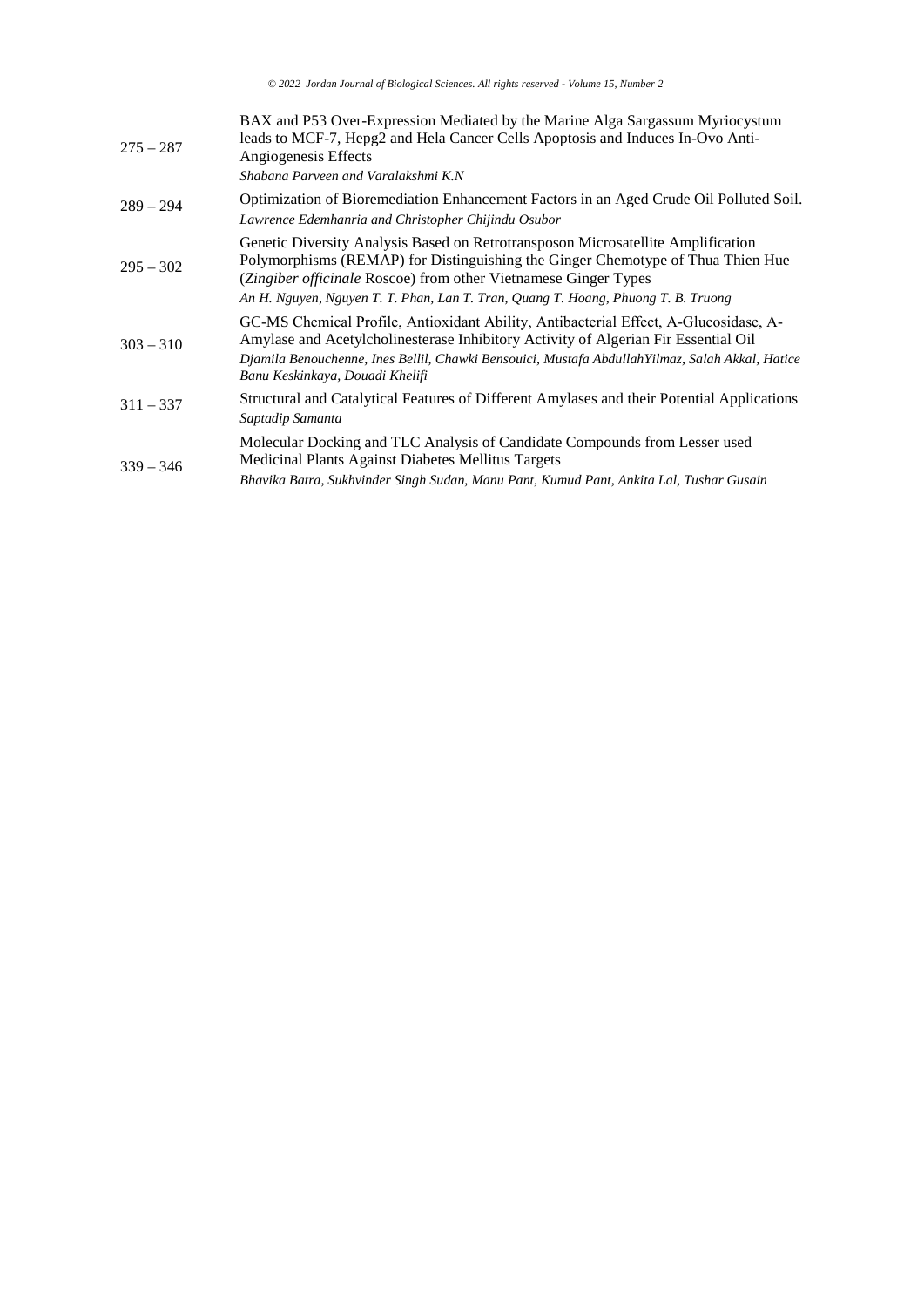| | |
|---|---|
| 275 – 287 | BAX and P53 Over-Expression Mediated by the Marine Alga Sargassum Myriocystum leads to MCF-7, Hepg2 and Hela Cancer Cells Apoptosis and Induces In-Ovo Anti-Angiogenesis Effects<br>*Shabana Parveen and Varalakshmi K.N* |
| 289 – 294 | Optimization of Bioremediation Enhancement Factors in an Aged Crude Oil Polluted Soil.<br>*Lawrence Edemhanria and Christopher Chijindu Osubor* |
| 295 – 302 | Genetic Diversity Analysis Based on Retrotransposon Microsatellite Amplification Polymorphisms (REMAP) for Distinguishing the Ginger Chemotype of Thua Thien Hue (*Zingiber officinale* Roscoe) from other Vietnamese Ginger Types<br>*An H. Nguyen, Nguyen T. T. Phan, Lan T. Tran, Quang T. Hoang, Phuong T. B. Truong* |
| 303 – 310 | GC-MS Chemical Profile, Antioxidant Ability, Antibacterial Effect, A-Glucosidase, A-Amylase and Acetylcholinesterase Inhibitory Activity of Algerian Fir Essential Oil<br>*Djamila Benouchenne, Ines Bellil, Chawki Bensouici, Mustafa AbdullahYilmaz, Salah Akkal, Hatice Banu Keskinkaya, Douadi Khelifi* |
| 311 – 337 | Structural and Catalytical Features of Different Amylases and their Potential Applications<br>*Saptadip Samanta* |
| 339 – 346 | Molecular Docking and TLC Analysis of Candidate Compounds from Lesser used Medicinal Plants Against Diabetes Mellitus Targets<br>*Bhavika Batra, Sukhvinder Singh Sudan, Manu Pant, Kumud Pant, Ankita Lal, Tushar Gusain* |